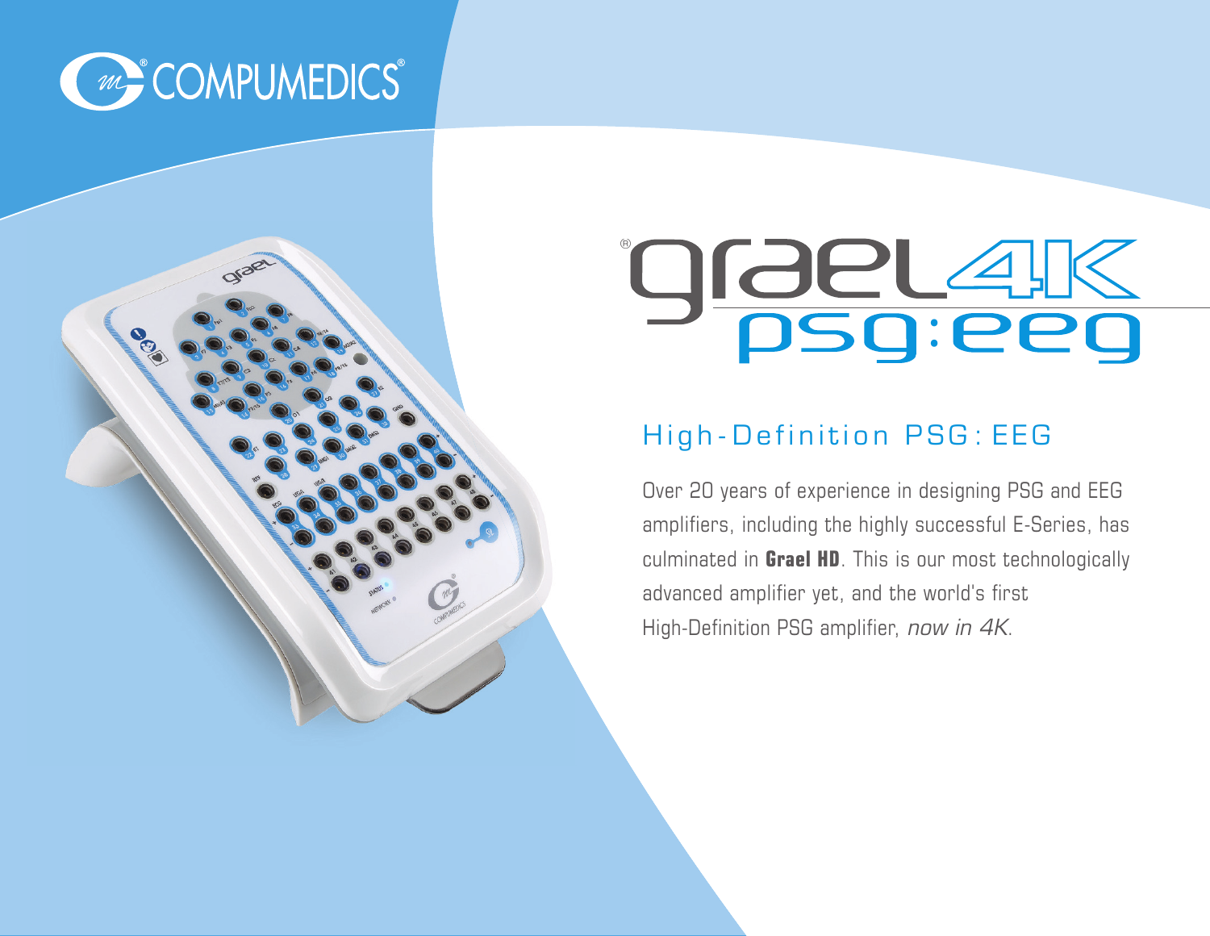COMPUMEDICS®

# grael® 4K psg:eeg

## High-Definition PSG: EEG

Over 20 years of experience in designing PSG and EEG amplifiers, including the highly successful E-Series, has culminated in **Grael HD**. This is our most technologically advanced amplifier yet, and the world's first High-Definition PSG amplifier, *now in 4K*.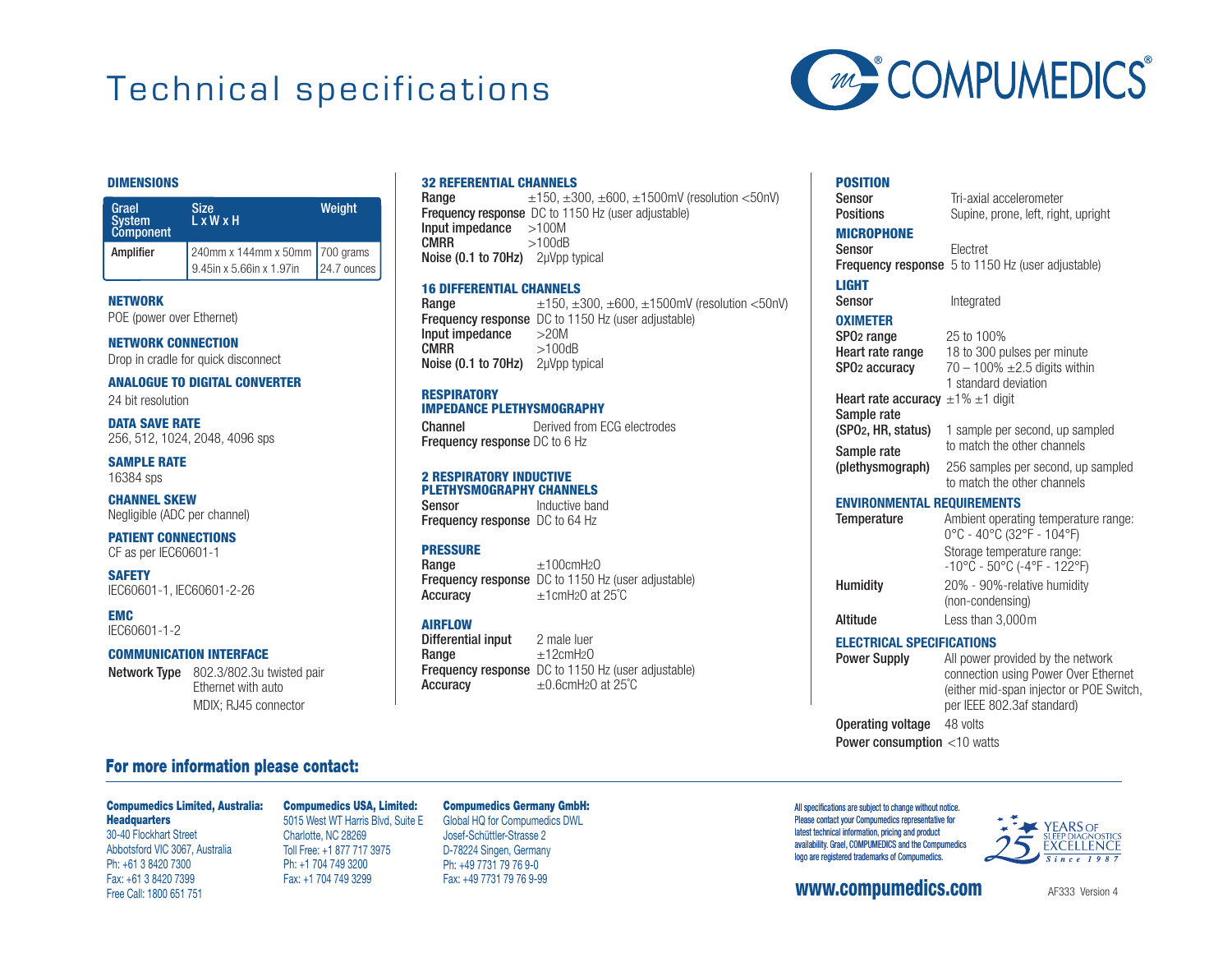# Technical specifications

### DIMENSIONS

| Grael System Component | Size L x W x H | Weight |
|---|---|---|
| Amplifier | 240mm x 144mm x 50mm<br>9.45in x 5.66in x 1.97in | 700 grams<br>24.7 ounces |

### NETWORK
POE (power over Ethernet)

### NETWORK CONNECTION
Drop in cradle for quick disconnect

### ANALOGUE TO DIGITAL CONVERTER
24 bit resolution

### DATA SAVE RATE
256, 512, 1024, 2048, 4096 sps

### SAMPLE RATE
16384 sps

### CHANNEL SKEW
Negligible (ADC per channel)

### PATIENT CONNECTIONS
CF as per IEC60601-1

### SAFETY
IEC60601-1, IEC60601-2-26

### EMC
IEC60601-1-2

### COMMUNICATION INTERFACE
**Network Type** 802.3/802.3u twisted pair Ethernet with auto MDIX; RJ45 connector

### 32 REFERENTIAL CHANNELS
**Range** ±150, ±300, ±600, ±1500mV (resolution <50nV)
**Frequency response** DC to 1150 Hz (user adjustable)
**Input impedance** >100M
**CMRR** >100dB
**Noise (0.1 to 70Hz)** 2µVpp typical

### 16 DIFFERENTIAL CHANNELS
**Range** ±150, ±300, ±600, ±1500mV (resolution <50nV)
**Frequency response** DC to 1150 Hz (user adjustable)
**Input impedance** >20M
**CMRR** >100dB
**Noise (0.1 to 70Hz)** 2µVpp typical

### RESPIRATORY IMPEDANCE PLETHYSMOGRAPHY
**Channel** Derived from ECG electrodes
**Frequency response** DC to 6 Hz

### 2 RESPIRATORY INDUCTIVE PLETHYSMOGRAPHY CHANNELS
**Sensor** Inductive band
**Frequency response** DC to 64 Hz

### PRESSURE
**Range** ±100cm$H_2O$
**Frequency response** DC to 1150 Hz (user adjustable)
**Accuracy** ±1cm$H_2O$ at 25˚C

### AIRFLOW
**Differential input** 2 male luer
**Range** ±12cm$H_2O$
**Frequency response** DC to 1150 Hz (user adjustable)
**Accuracy** ±0.6cm$H_2O$ at 25˚C

### POSITION
**Sensor** Tri-axial accelerometer
**Positions** Supine, prone, left, right, upright

### MICROPHONE
**Sensor** Electret
**Frequency response** 5 to 1150 Hz (user adjustable)

### LIGHT
**Sensor** Integrated

### OXIMETER
**$SPO_2$ range** 25 to 100%
**Heart rate range** 18 to 300 pulses per minute
**$SPO_2$ accuracy** 70 – 100% ±2.5 digits within 1 standard deviation
**Heart rate accuracy** ±1% ±1 digit
**Sample rate ($SPO_2$, HR, status)** 1 sample per second, up sampled to match the other channels
**Sample rate (plethysmograph)** 256 samples per second, up sampled to match the other channels

### ENVIRONMENTAL REQUIREMENTS
**Temperature** Ambient operating temperature range: 0°C - 40°C (32°F - 104°F)
Storage temperature range: -10°C - 50°C (-4°F - 122°F)
**Humidity** 20% - 90%-relative humidity (non-condensing)
**Altitude** Less than 3,000m

### ELECTRICAL SPECIFICATIONS
**Power Supply** All power provided by the network connection using Power Over Ethernet (either mid-span injector or POE Switch, per IEEE 802.3af standard)
**Operating voltage** 48 volts
**Power consumption** <10 watts

## For more information please contact:

**Compumedics Limited, Australia: Headquarters**
30-40 Flockhart Street
Abbotsford VIC 3067, Australia
Ph: +61 3 8420 7300
Fax: +61 3 8420 7399
Free Call: 1800 651 751

**Compumedics USA, Limited:**
5015 West WT Harris Blvd, Suite E
Charlotte, NC 28269
Toll Free: +1 877 717 3975
Ph: +1 704 749 3200
Fax: +1 704 749 3299

**Compumedics Germany GmbH:**
Global HQ for Compumedics DWL
Josef-Schüttler-Strasse 2
D-78224 Singen, Germany
Ph: +49 7731 79 76 9-0
Fax: +49 7731 79 76 9-99

All specifications are subject to change without notice. Please contact your Compumedics representative for latest technical information, pricing and product availability. Grael, COMPUMEDICS and the Compumedics logo are registered trademarks of Compumedics.

25 YEARS OF SLEEP DIAGNOSTICS EXCELLENCE Since 1987

**www.compumedics.com**

AF333 Version 4